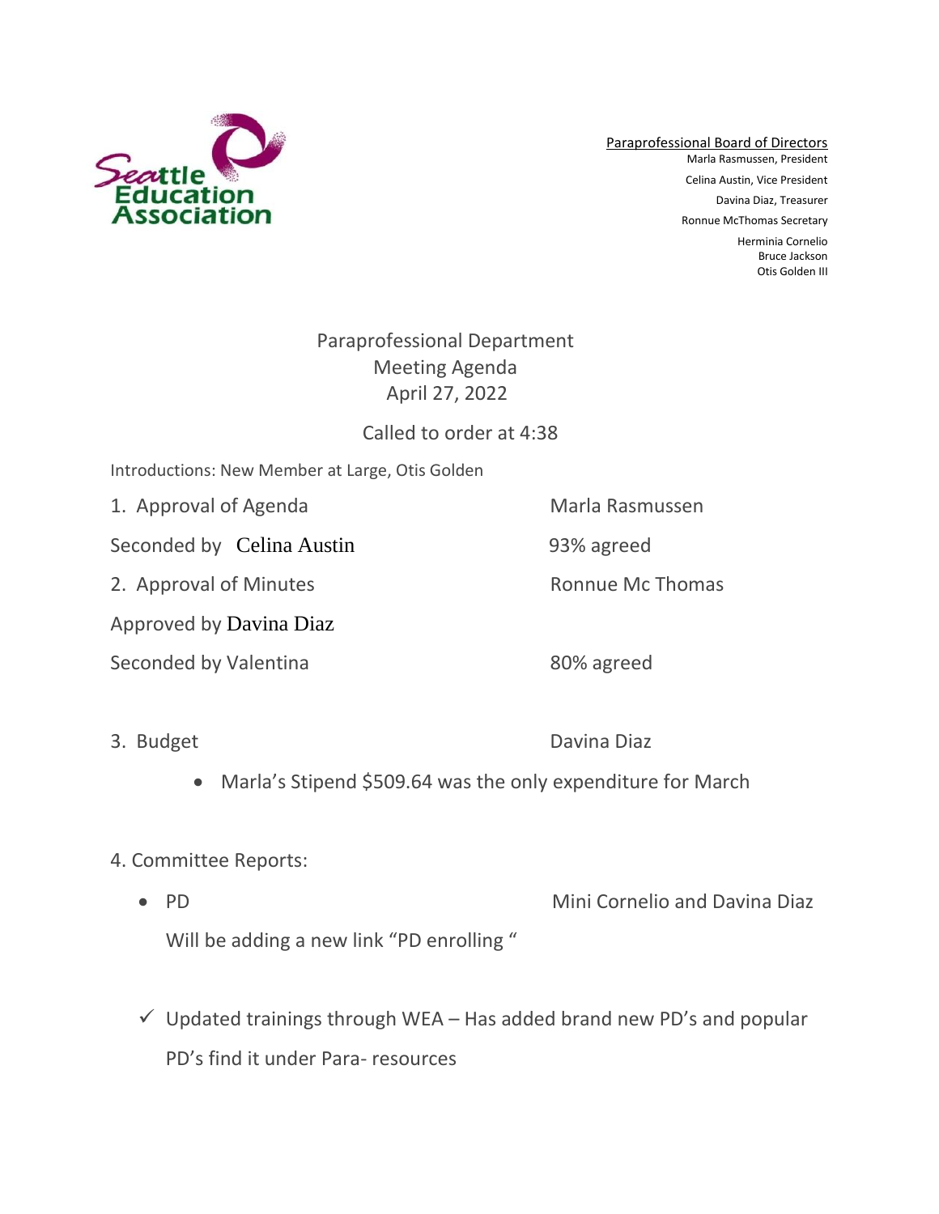Seattle Education Association

Paraprofessional Board of Directors
Marla Rasmussen, President
Celina Austin, Vice President
Davina Diaz, Treasurer
Ronnue McThomas Secretary
Herminia Cornelio
Bruce Jackson
Otis Golden III

# Paraprofessional Department
## Meeting Agenda
## April 27, 2022

Called to order at 4:38

Introductions: New Member at Large, Otis Golden

1. Approval of Agenda — Marla Rasmussen

Seconded by Celina Austin — 93% agreed

2. Approval of Minutes — Ronnue Mc Thomas

Approved by Davina Diaz

Seconded by Valentina — 80% agreed

3. Budget — Davina Diaz

- Marla's Stipend $509.64 was the only expenditure for March

4. Committee Reports:

- PD — Mini Cornelio and Davina Diaz

  Will be adding a new link "PD enrolling "

✓ Updated trainings through WEA – Has added brand new PD's and popular PD's find it under Para- resources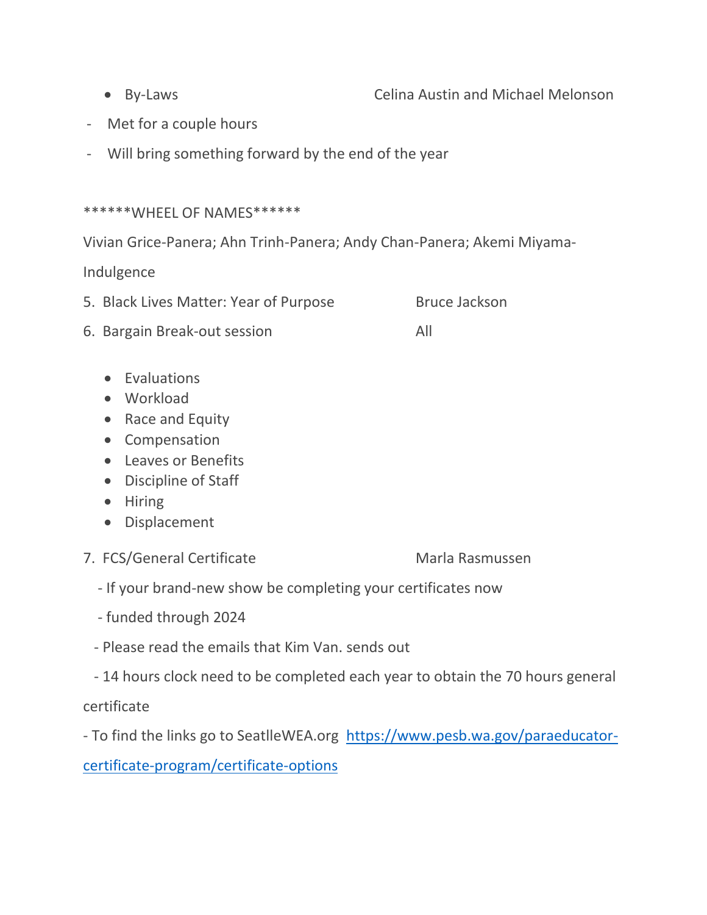- By-Laws Celina Austin and Michael Melonson

- Met for a couple hours
- Will bring something forward by the end of the year

******WHEEL OF NAMES******

Vivian Grice-Panera; Ahn Trinh-Panera; Andy Chan-Panera; Akemi Miyama-Indulgence

5. Black Lives Matter: Year of Purpose Bruce Jackson
6. Bargain Break-out session All

- Evaluations
- Workload
- Race and Equity
- Compensation
- Leaves or Benefits
- Discipline of Staff
- Hiring
- Displacement

7. FCS/General Certificate Marla Rasmussen

- If your brand-new show be completing your certificates now
- funded through 2024
- Please read the emails that Kim Van. sends out
- 14 hours clock need to be completed each year to obtain the 70 hours general certificate
- To find the links go to SeatlleWEA.org [https://www.pesb.wa.gov/paraeducator-certificate-program/certificate-options](https://www.pesb.wa.gov/paraeducator-certificate-program/certificate-options)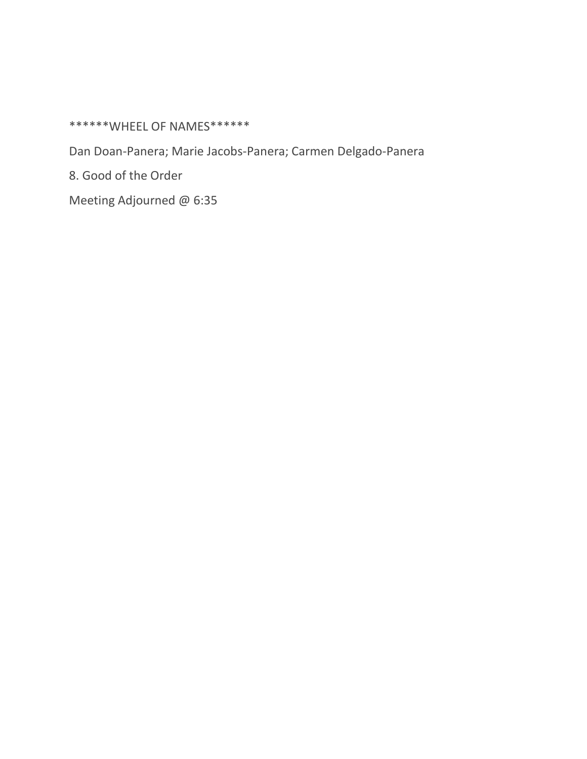******WHEEL OF NAMES******

Dan Doan-Panera; Marie Jacobs-Panera; Carmen Delgado-Panera

8. Good of the Order

Meeting Adjourned @ 6:35